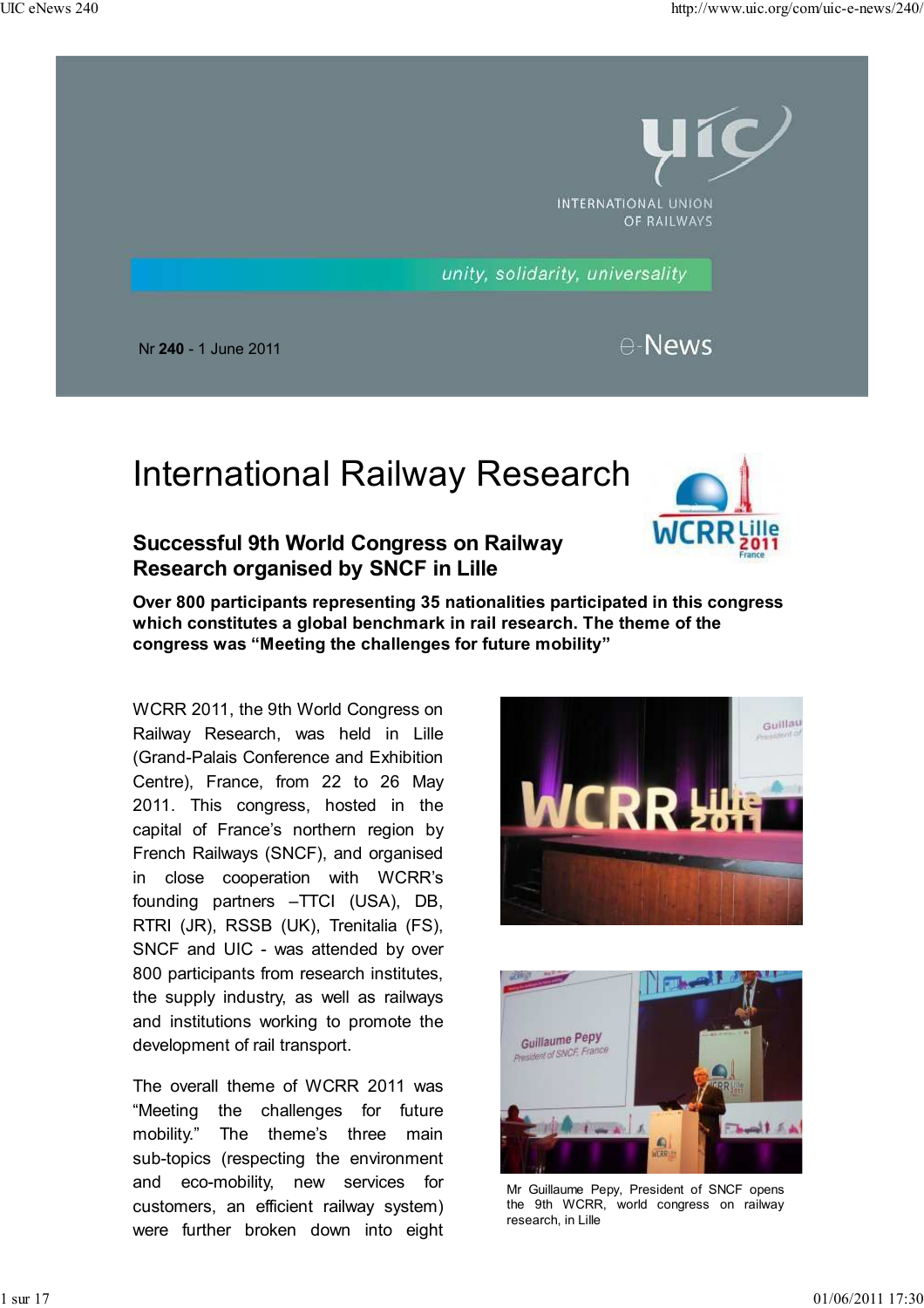INTERNATIONAL UNION OF RAILWAYS

*unity, solidarity, universality*

Nr **240** - 1 June 2011

e-News

# International Railway Research

## Successful 9th World Congress on Railway Research organised by SNCF in Lille

**Over 800 participants representing 35 nationalities participated in this congress which constitutes a global benchmark in rail research. The theme of the congress was "Meeting the challenges for future mobility"**

WCRR 2011, the 9th World Congress on Railway Research, was held in Lille (Grand-Palais Conference and Exhibition Centre), France, from 22 to 26 May 2011. This congress, hosted in the capital of France's northern region by French Railways (SNCF), and organised in close cooperation with WCRR's founding partners –TTCI (USA), DB, RTRI (JR), RSSB (UK), Trenitalia (FS), SNCF and UIC - was attended by over 800 participants from research institutes, the supply industry, as well as railways and institutions working to promote the development of rail transport.

The overall theme of WCRR 2011 was "Meeting the challenges for future mobility." The theme's three main sub-topics (respecting the environment and eco-mobility, new services for customers, an efficient railway system) were further broken down into eight

Mr Guillaume Pepy, President of SNCF opens the 9th WCRR, world congress on railway research, in Lille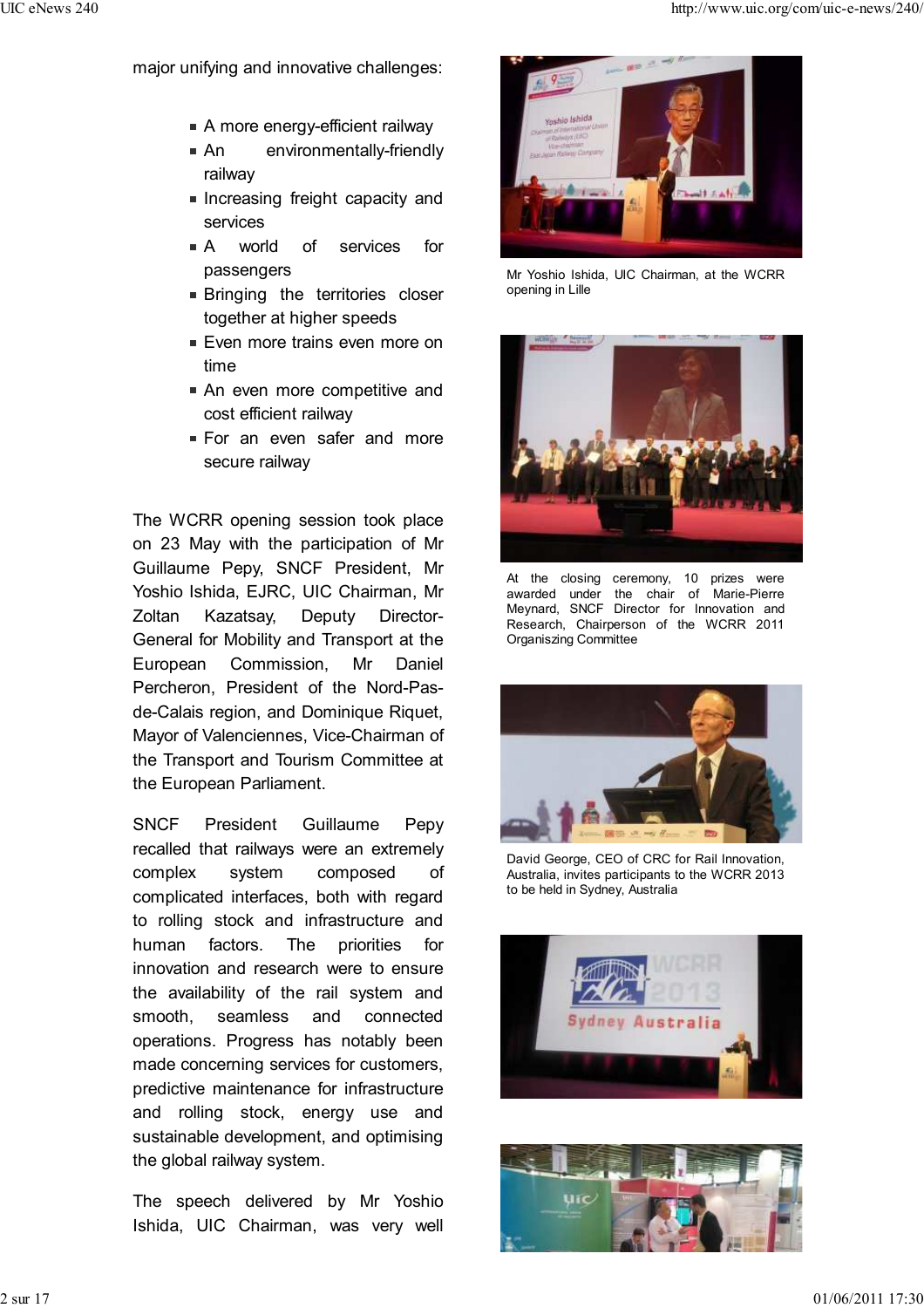major unifying and innovative challenges:

- A more energy-efficient railway
- An environmentally-friendly railway
- Increasing freight capacity and services
- A world of services for passengers
- Bringing the territories closer together at higher speeds
- Even more trains even more on time
- An even more competitive and cost efficient railway
- For an even safer and more secure railway

The WCRR opening session took place on 23 May with the participation of Mr Guillaume Pepy, SNCF President, Mr Yoshio Ishida, EJRC, UIC Chairman, Mr Zoltan Kazatsay, Deputy Director-General for Mobility and Transport at the European Commission, Mr Daniel Percheron, President of the Nord-Pas-de-Calais region, and Dominique Riquet, Mayor of Valenciennes, Vice-Chairman of the Transport and Tourism Committee at the European Parliament.

SNCF President Guillaume Pepy recalled that railways were an extremely complex system composed of complicated interfaces, both with regard to rolling stock and infrastructure and human factors. The priorities for innovation and research were to ensure the availability of the rail system and smooth, seamless and connected operations. Progress has notably been made concerning services for customers, predictive maintenance for infrastructure and rolling stock, energy use and sustainable development, and optimising the global railway system.

The speech delivered by Mr Yoshio Ishida, UIC Chairman, was very well

Mr Yoshio Ishida, UIC Chairman, at the WCRR opening in Lille

At the closing ceremony, 10 prizes were awarded under the chair of Marie-Pierre Meynard, SNCF Director for Innovation and Research, Chairperson of the WCRR 2011 Organiszing Committee

David George, CEO of CRC for Rail Innovation, Australia, invites participants to the WCRR 2013 to be held in Sydney, Australia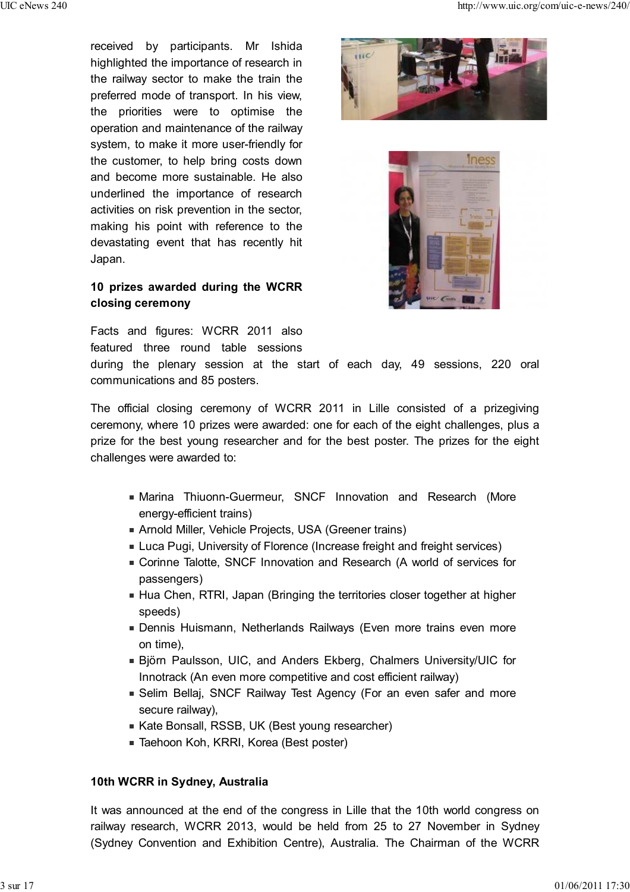received by participants. Mr Ishida highlighted the importance of research in the railway sector to make the train the preferred mode of transport. In his view, the priorities were to optimise the operation and maintenance of the railway system, to make it more user-friendly for the customer, to help bring costs down and become more sustainable. He also underlined the importance of research activities on risk prevention in the sector, making his point with reference to the devastating event that has recently hit Japan.

**10 prizes awarded during the WCRR closing ceremony**

Facts and figures: WCRR 2011 also featured three round table sessions during the plenary session at the start of each day, 49 sessions, 220 oral communications and 85 posters.

The official closing ceremony of WCRR 2011 in Lille consisted of a prizegiving ceremony, where 10 prizes were awarded: one for each of the eight challenges, plus a prize for the best young researcher and for the best poster. The prizes for the eight challenges were awarded to:

- Marina Thiuonn-Guermeur, SNCF Innovation and Research (More energy-efficient trains)
- Arnold Miller, Vehicle Projects, USA (Greener trains)
- Luca Pugi, University of Florence (Increase freight and freight services)
- Corinne Talotte, SNCF Innovation and Research (A world of services for passengers)
- Hua Chen, RTRI, Japan (Bringing the territories closer together at higher speeds)
- Dennis Huismann, Netherlands Railways (Even more trains even more on time),
- Björn Paulsson, UIC, and Anders Ekberg, Chalmers University/UIC for Innotrack (An even more competitive and cost efficient railway)
- Selim Bellaj, SNCF Railway Test Agency (For an even safer and more secure railway),
- Kate Bonsall, RSSB, UK (Best young researcher)
- Taehoon Koh, KRRI, Korea (Best poster)

**10th WCRR in Sydney, Australia**

It was announced at the end of the congress in Lille that the 10th world congress on railway research, WCRR 2013, would be held from 25 to 27 November in Sydney (Sydney Convention and Exhibition Centre), Australia. The Chairman of the WCRR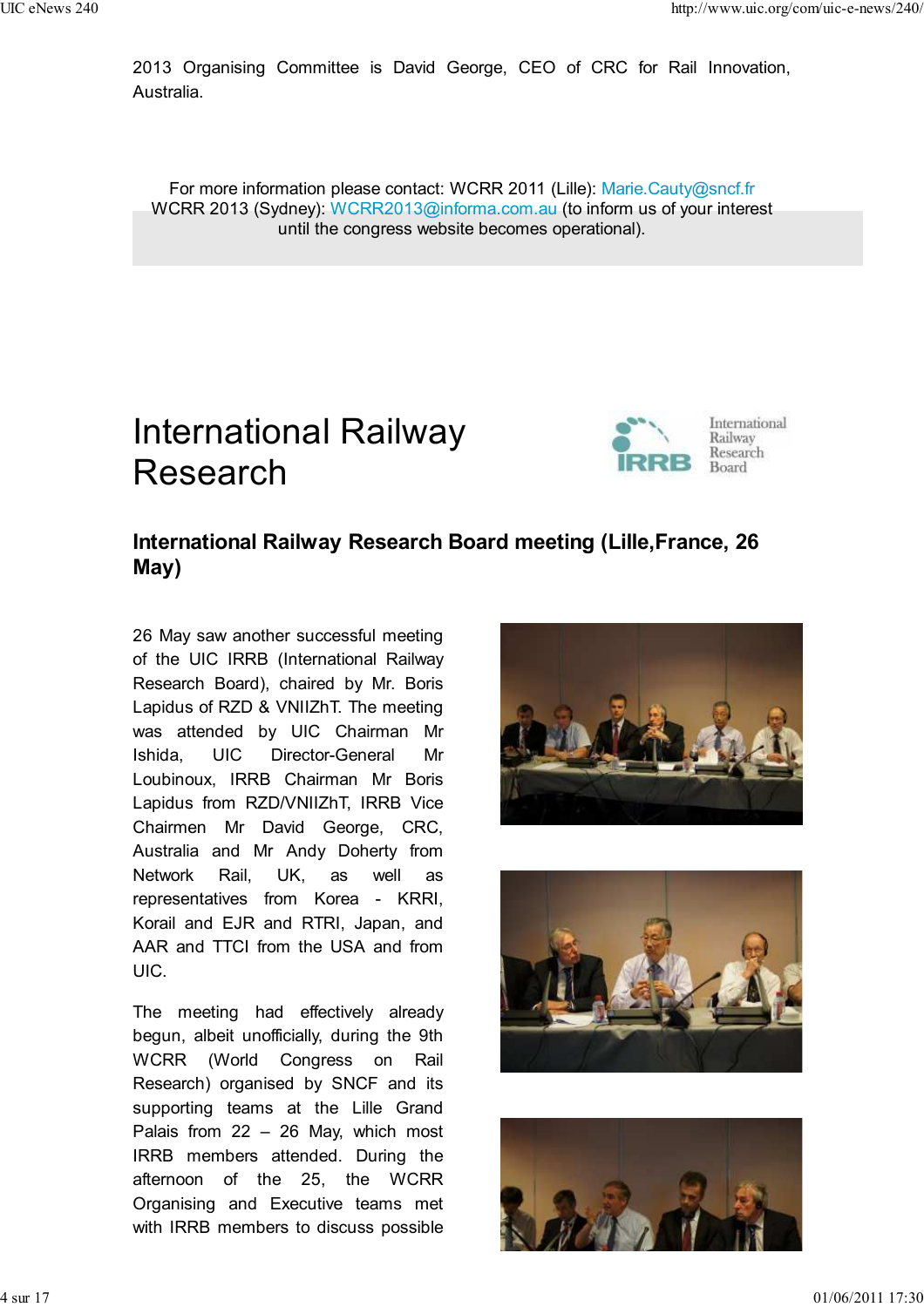2013 Organising Committee is David George, CEO of CRC for Rail Innovation, Australia.

For more information please contact: WCRR 2011 (Lille): Marie.Cauty@sncf.fr
WCRR 2013 (Sydney): WCRR2013@informa.com.au (to inform us of your interest until the congress website becomes operational).

# International Railway Research

### International Railway Research Board meeting (Lille,France, 26 May)

26 May saw another successful meeting of the UIC IRRB (International Railway Research Board), chaired by Mr. Boris Lapidus of RZD & VNIIZhT. The meeting was attended by UIC Chairman Mr Ishida, UIC Director-General Mr Loubinoux, IRRB Chairman Mr Boris Lapidus from RZD/VNIIZhT, IRRB Vice Chairmen Mr David George, CRC, Australia and Mr Andy Doherty from Network Rail, UK, as well as representatives from Korea - KRRI, Korail and EJR and RTRI, Japan, and AAR and TTCI from the USA and from UIC.

The meeting had effectively already begun, albeit unofficially, during the 9th WCRR (World Congress on Rail Research) organised by SNCF and its supporting teams at the Lille Grand Palais from 22 – 26 May, which most IRRB members attended. During the afternoon of the 25, the WCRR Organising and Executive teams met with IRRB members to discuss possible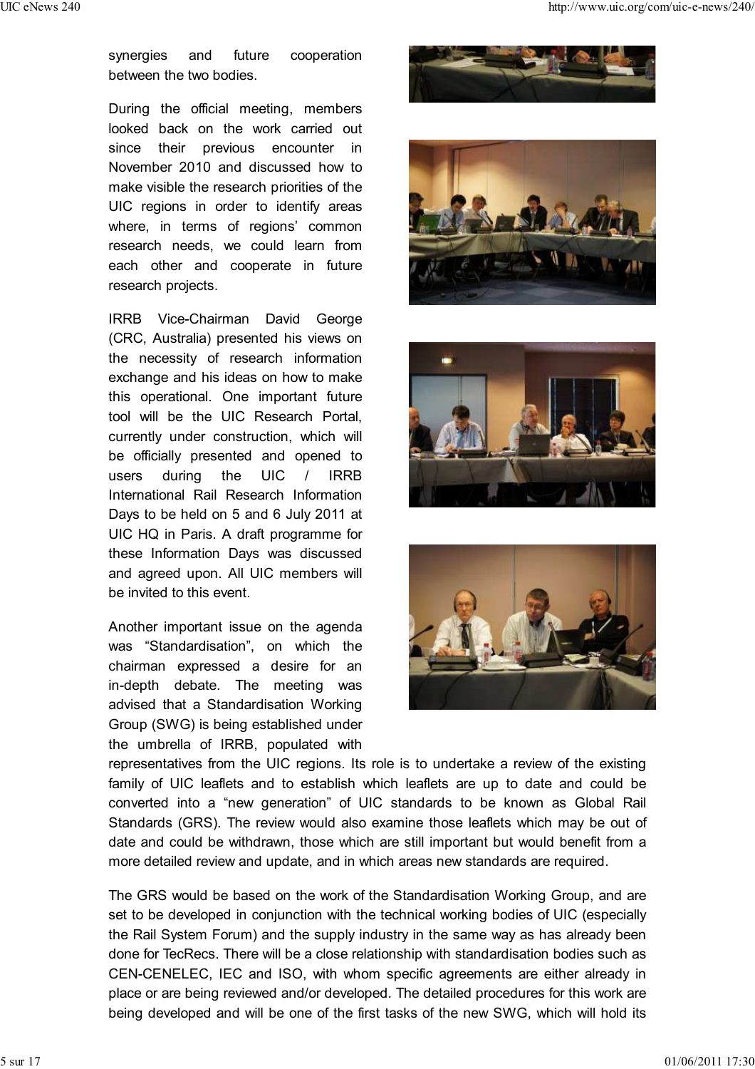synergies and future cooperation between the two bodies.

During the official meeting, members looked back on the work carried out since their previous encounter in November 2010 and discussed how to make visible the research priorities of the UIC regions in order to identify areas where, in terms of regions' common research needs, we could learn from each other and cooperate in future research projects.

IRRB Vice-Chairman David George (CRC, Australia) presented his views on the necessity of research information exchange and his ideas on how to make this operational. One important future tool will be the UIC Research Portal, currently under construction, which will be officially presented and opened to users during the UIC / IRRB International Rail Research Information Days to be held on 5 and 6 July 2011 at UIC HQ in Paris. A draft programme for these Information Days was discussed and agreed upon. All UIC members will be invited to this event.

Another important issue on the agenda was "Standardisation", on which the chairman expressed a desire for an in-depth debate. The meeting was advised that a Standardisation Working Group (SWG) is being established under the umbrella of IRRB, populated with representatives from the UIC regions. Its role is to undertake a review of the existing family of UIC leaflets and to establish which leaflets are up to date and could be converted into a "new generation" of UIC standards to be known as Global Rail Standards (GRS). The review would also examine those leaflets which may be out of date and could be withdrawn, those which are still important but would benefit from a more detailed review and update, and in which areas new standards are required.

The GRS would be based on the work of the Standardisation Working Group, and are set to be developed in conjunction with the technical working bodies of UIC (especially the Rail System Forum) and the supply industry in the same way as has already been done for TecRecs. There will be a close relationship with standardisation bodies such as CEN-CENELEC, IEC and ISO, with whom specific agreements are either already in place or are being reviewed and/or developed. The detailed procedures for this work are being developed and will be one of the first tasks of the new SWG, which will hold its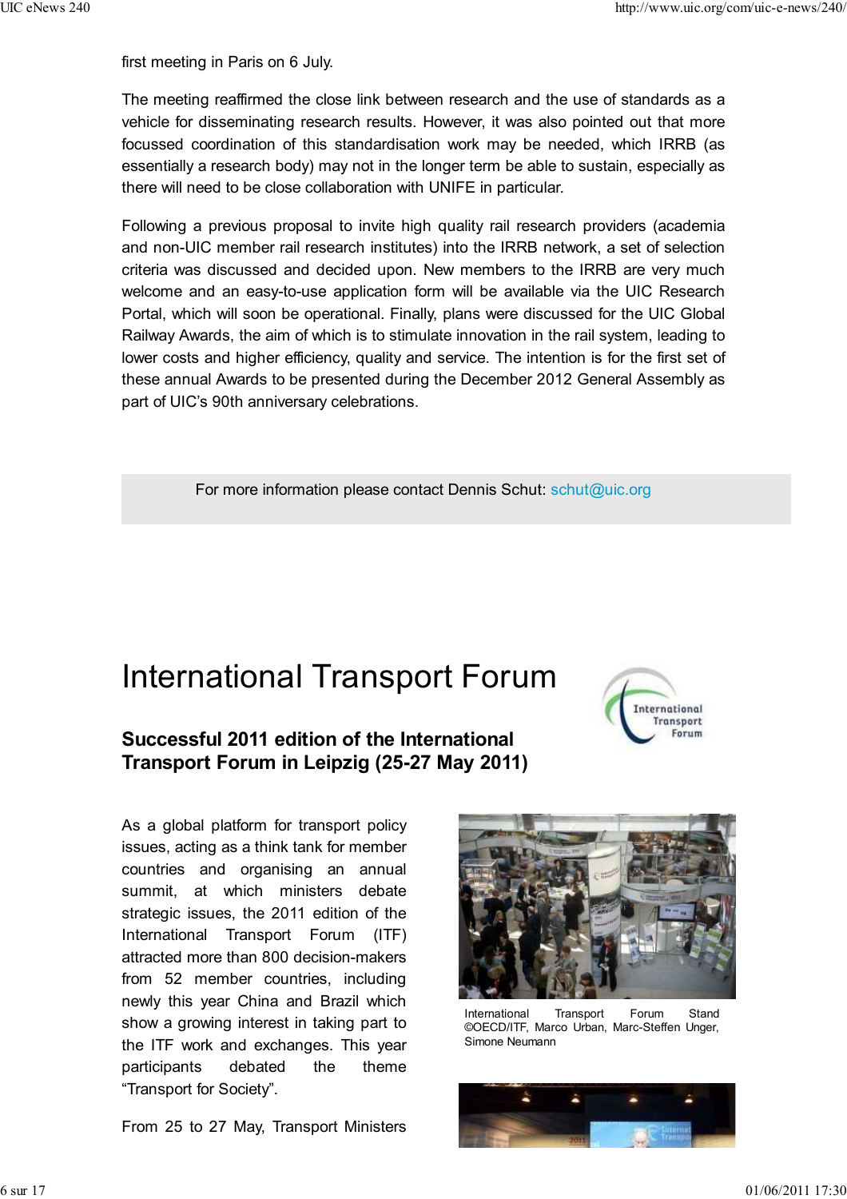first meeting in Paris on 6 July.

The meeting reaffirmed the close link between research and the use of standards as a vehicle for disseminating research results. However, it was also pointed out that more focussed coordination of this standardisation work may be needed, which IRRB (as essentially a research body) may not in the longer term be able to sustain, especially as there will need to be close collaboration with UNIFE in particular.

Following a previous proposal to invite high quality rail research providers (academia and non-UIC member rail research institutes) into the IRRB network, a set of selection criteria was discussed and decided upon. New members to the IRRB are very much welcome and an easy-to-use application form will be available via the UIC Research Portal, which will soon be operational. Finally, plans were discussed for the UIC Global Railway Awards, the aim of which is to stimulate innovation in the rail system, leading to lower costs and higher efficiency, quality and service. The intention is for the first set of these annual Awards to be presented during the December 2012 General Assembly as part of UIC's 90th anniversary celebrations.

For more information please contact Dennis Schut: schut@uic.org

# International Transport Forum

## Successful 2011 edition of the International Transport Forum in Leipzig (25-27 May 2011)

As a global platform for transport policy issues, acting as a think tank for member countries and organising an annual summit, at which ministers debate strategic issues, the 2011 edition of the International Transport Forum (ITF) attracted more than 800 decision-makers from 52 member countries, including newly this year China and Brazil which show a growing interest in taking part to the ITF work and exchanges. This year participants debated the theme "Transport for Society".

International Transport Forum Stand ©OECD/ITF, Marco Urban, Marc-Steffen Unger, Simone Neumann

From 25 to 27 May, Transport Ministers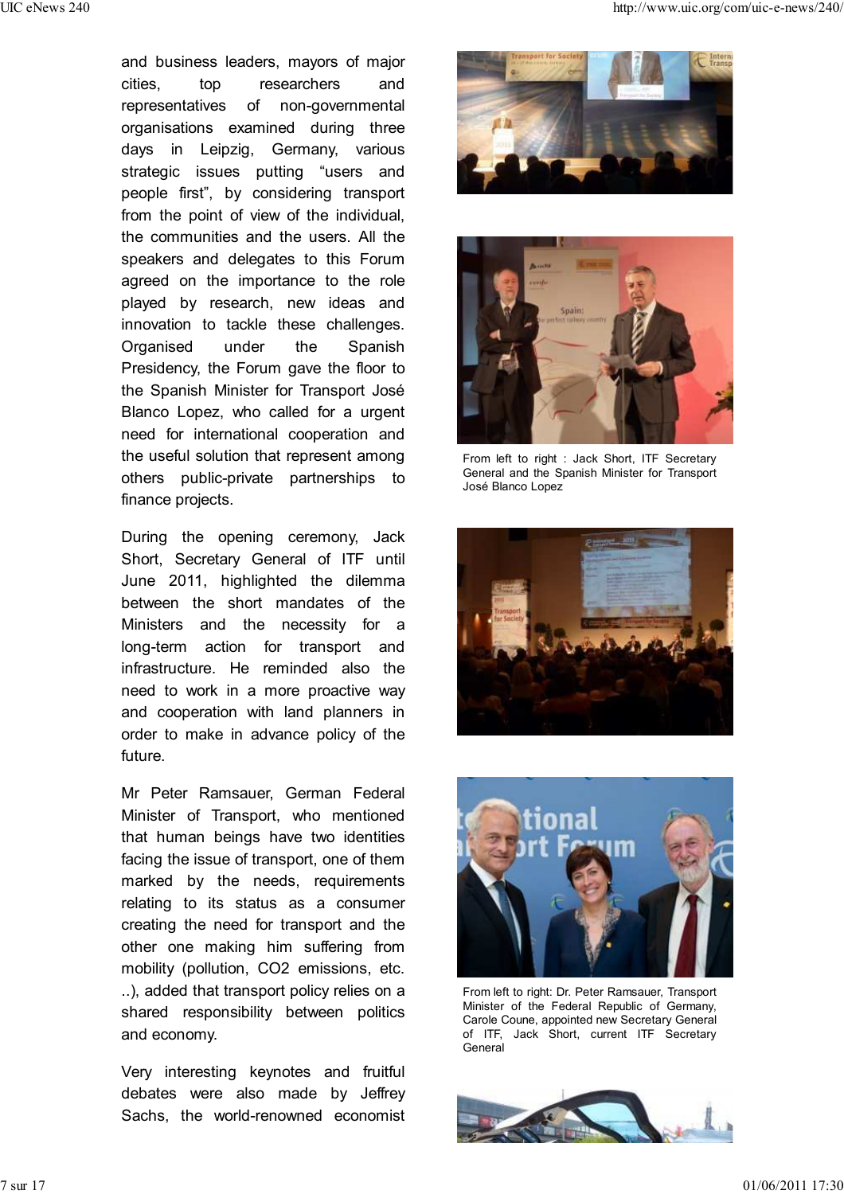and business leaders, mayors of major cities, top researchers and representatives of non-governmental organisations examined during three days in Leipzig, Germany, various strategic issues putting "users and people first", by considering transport from the point of view of the individual, the communities and the users. All the speakers and delegates to this Forum agreed on the importance to the role played by research, new ideas and innovation to tackle these challenges. Organised under the Spanish Presidency, the Forum gave the floor to the Spanish Minister for Transport José Blanco Lopez, who called for a urgent need for international cooperation and the useful solution that represent among others public-private partnerships to finance projects.

During the opening ceremony, Jack Short, Secretary General of ITF until June 2011, highlighted the dilemma between the short mandates of the Ministers and the necessity for a long-term action for transport and infrastructure. He reminded also the need to work in a more proactive way and cooperation with land planners in order to make in advance policy of the future.

Mr Peter Ramsauer, German Federal Minister of Transport, who mentioned that human beings have two identities facing the issue of transport, one of them marked by the needs, requirements relating to its status as a consumer creating the need for transport and the other one making him suffering from mobility (pollution, $CO_2$ emissions, etc. ..), added that transport policy relies on a shared responsibility between politics and economy.

Very interesting keynotes and fruitful debates were also made by Jeffrey Sachs, the world-renowned economist

From left to right : Jack Short, ITF Secretary General and the Spanish Minister for Transport José Blanco Lopez

From left to right: Dr. Peter Ramsauer, Transport Minister of the Federal Republic of Germany, Carole Coune, appointed new Secretary General of ITF, Jack Short, current ITF Secretary General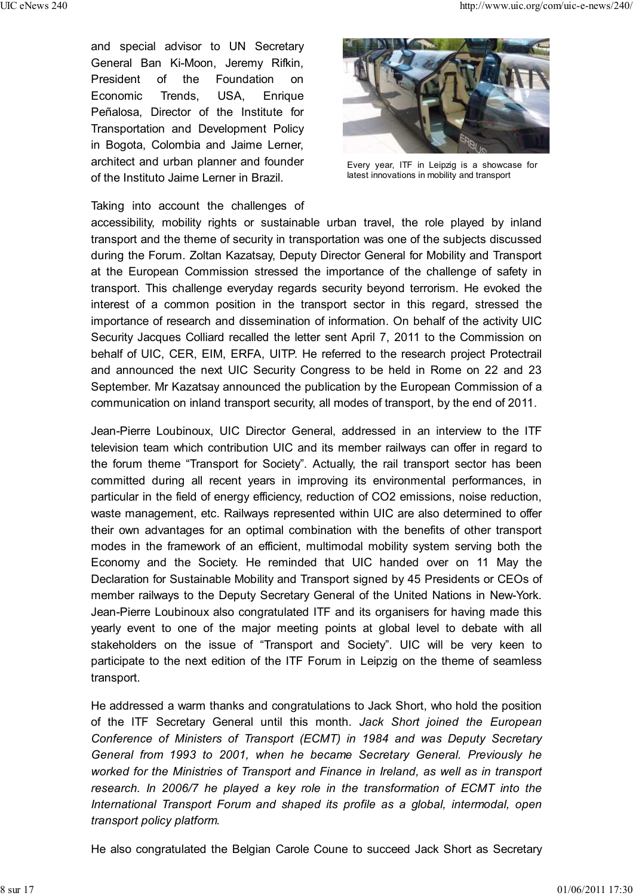and special advisor to UN Secretary General Ban Ki-Moon, Jeremy Rifkin, President of the Foundation on Economic Trends, USA, Enrique Peñalosa, Director of the Institute for Transportation and Development Policy in Bogota, Colombia and Jaime Lerner, architect and urban planner and founder of the Instituto Jaime Lerner in Brazil.

Every year, ITF in Leipzig is a showcase for latest innovations in mobility and transport

Taking into account the challenges of accessibility, mobility rights or sustainable urban travel, the role played by inland transport and the theme of security in transportation was one of the subjects discussed during the Forum. Zoltan Kazatsay, Deputy Director General for Mobility and Transport at the European Commission stressed the importance of the challenge of safety in transport. This challenge everyday regards security beyond terrorism. He evoked the interest of a common position in the transport sector in this regard, stressed the importance of research and dissemination of information. On behalf of the activity UIC Security Jacques Colliard recalled the letter sent April 7, 2011 to the Commission on behalf of UIC, CER, EIM, ERFA, UITP. He referred to the research project Protectrail and announced the next UIC Security Congress to be held in Rome on 22 and 23 September. Mr Kazatsay announced the publication by the European Commission of a communication on inland transport security, all modes of transport, by the end of 2011.

Jean-Pierre Loubinoux, UIC Director General, addressed in an interview to the ITF television team which contribution UIC and its member railways can offer in regard to the forum theme “Transport for Society”. Actually, the rail transport sector has been committed during all recent years in improving its environmental performances, in particular in the field of energy efficiency, reduction of CO2 emissions, noise reduction, waste management, etc. Railways represented within UIC are also determined to offer their own advantages for an optimal combination with the benefits of other transport modes in the framework of an efficient, multimodal mobility system serving both the Economy and the Society. He reminded that UIC handed over on 11 May the Declaration for Sustainable Mobility and Transport signed by 45 Presidents or CEOs of member railways to the Deputy Secretary General of the United Nations in New-York. Jean-Pierre Loubinoux also congratulated ITF and its organisers for having made this yearly event to one of the major meeting points at global level to debate with all stakeholders on the issue of “Transport and Society”. UIC will be very keen to participate to the next edition of the ITF Forum in Leipzig on the theme of seamless transport.

He addressed a warm thanks and congratulations to Jack Short, who hold the position of the ITF Secretary General until this month. *Jack Short joined the European Conference of Ministers of Transport (ECMT) in 1984 and was Deputy Secretary General from 1993 to 2001, when he became Secretary General. Previously he worked for the Ministries of Transport and Finance in Ireland, as well as in transport research. In 2006/7 he played a key role in the transformation of ECMT into the International Transport Forum and shaped its profile as a global, intermodal, open transport policy platform.*

He also congratulated the Belgian Carole Coune to succeed Jack Short as Secretary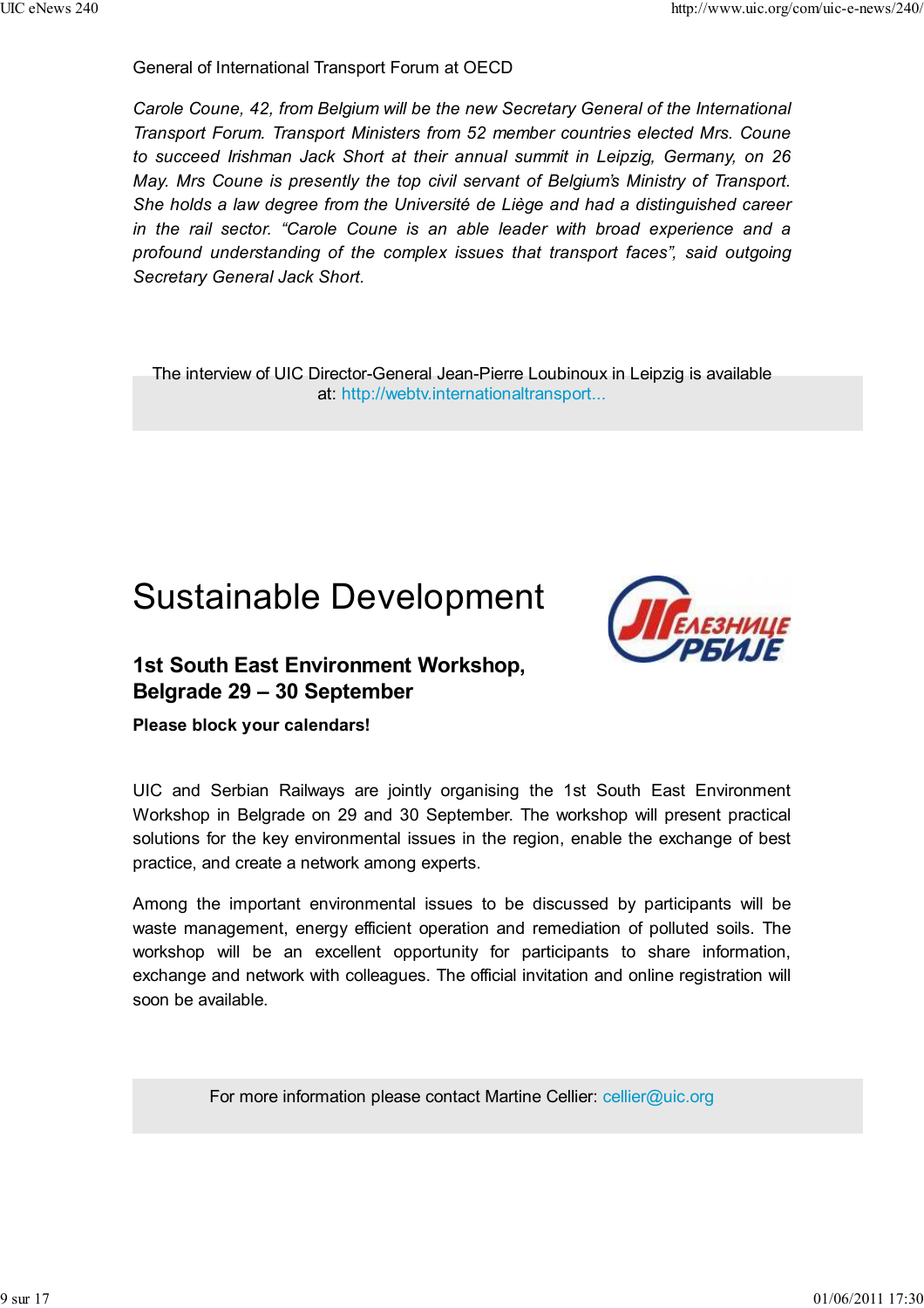General of International Transport Forum at OECD

*Carole Coune, 42, from Belgium will be the new Secretary General of the International Transport Forum. Transport Ministers from 52 member countries elected Mrs. Coune to succeed Irishman Jack Short at their annual summit in Leipzig, Germany, on 26 May. Mrs Coune is presently the top civil servant of Belgium's Ministry of Transport. She holds a law degree from the Université de Liège and had a distinguished career in the rail sector. "Carole Coune is an able leader with broad experience and a profound understanding of the complex issues that transport faces", said outgoing Secretary General Jack Short.*

The interview of UIC Director-General Jean-Pierre Loubinoux in Leipzig is available at: http://webtv.internationaltransport...

# Sustainable Development

## 1st South East Environment Workshop, Belgrade 29 – 30 September

**Please block your calendars!**

UIC and Serbian Railways are jointly organising the 1st South East Environment Workshop in Belgrade on 29 and 30 September. The workshop will present practical solutions for the key environmental issues in the region, enable the exchange of best practice, and create a network among experts.

Among the important environmental issues to be discussed by participants will be waste management, energy efficient operation and remediation of polluted soils. The workshop will be an excellent opportunity for participants to share information, exchange and network with colleagues. The official invitation and online registration will soon be available.

For more information please contact Martine Cellier: cellier@uic.org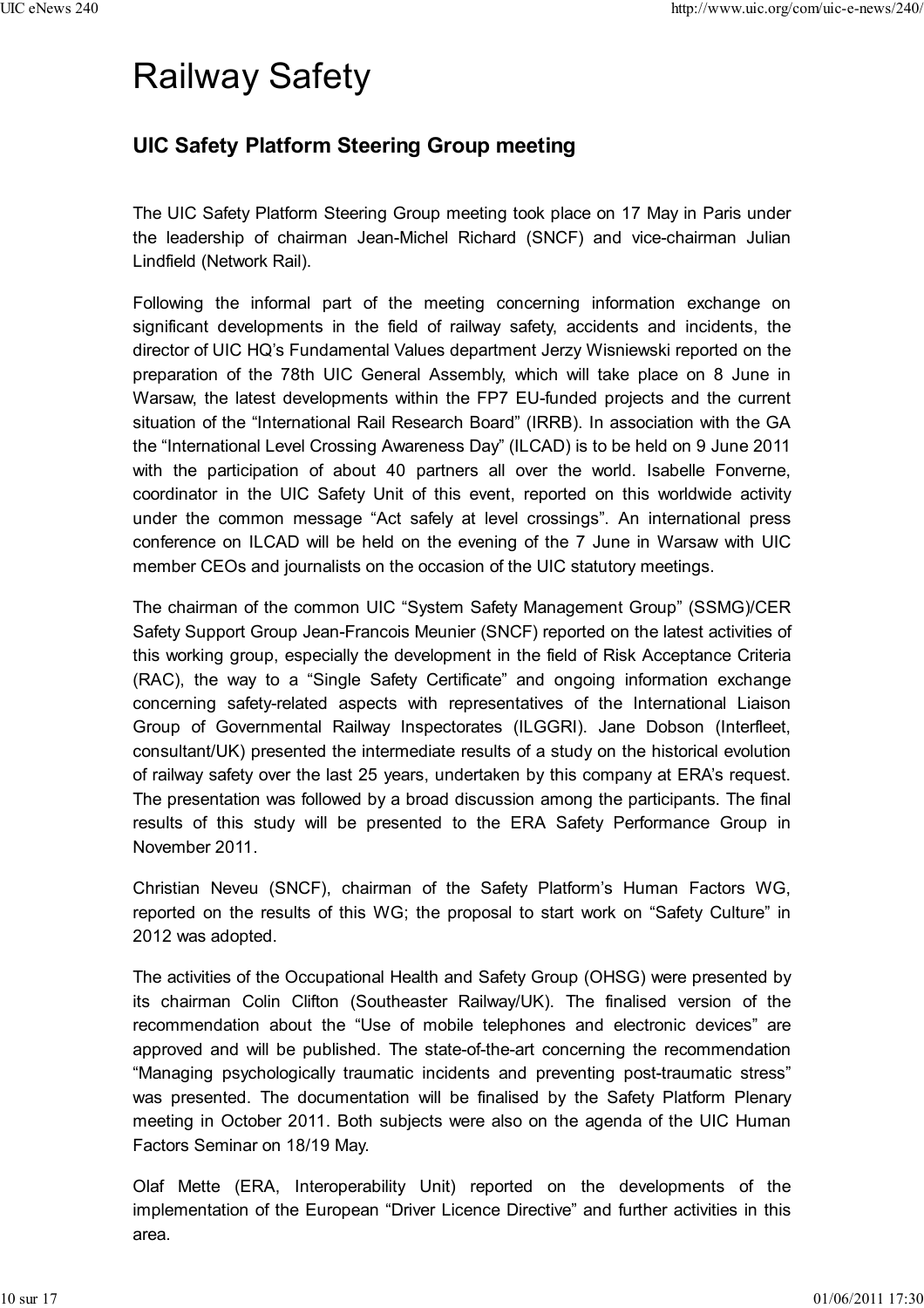# Railway Safety

## UIC Safety Platform Steering Group meeting

The UIC Safety Platform Steering Group meeting took place on 17 May in Paris under the leadership of chairman Jean-Michel Richard (SNCF) and vice-chairman Julian Lindfield (Network Rail).

Following the informal part of the meeting concerning information exchange on significant developments in the field of railway safety, accidents and incidents, the director of UIC HQ's Fundamental Values department Jerzy Wisniewski reported on the preparation of the 78th UIC General Assembly, which will take place on 8 June in Warsaw, the latest developments within the FP7 EU-funded projects and the current situation of the "International Rail Research Board" (IRRB). In association with the GA the "International Level Crossing Awareness Day" (ILCAD) is to be held on 9 June 2011 with the participation of about 40 partners all over the world. Isabelle Fonverne, coordinator in the UIC Safety Unit of this event, reported on this worldwide activity under the common message "Act safely at level crossings". An international press conference on ILCAD will be held on the evening of the 7 June in Warsaw with UIC member CEOs and journalists on the occasion of the UIC statutory meetings.

The chairman of the common UIC "System Safety Management Group" (SSMG)/CER Safety Support Group Jean-Francois Meunier (SNCF) reported on the latest activities of this working group, especially the development in the field of Risk Acceptance Criteria (RAC), the way to a "Single Safety Certificate" and ongoing information exchange concerning safety-related aspects with representatives of the International Liaison Group of Governmental Railway Inspectorates (ILGGRI). Jane Dobson (Interfleet, consultant/UK) presented the intermediate results of a study on the historical evolution of railway safety over the last 25 years, undertaken by this company at ERA's request. The presentation was followed by a broad discussion among the participants. The final results of this study will be presented to the ERA Safety Performance Group in November 2011.

Christian Neveu (SNCF), chairman of the Safety Platform's Human Factors WG, reported on the results of this WG; the proposal to start work on "Safety Culture" in 2012 was adopted.

The activities of the Occupational Health and Safety Group (OHSG) were presented by its chairman Colin Clifton (Southeaster Railway/UK). The finalised version of the recommendation about the "Use of mobile telephones and electronic devices" are approved and will be published. The state-of-the-art concerning the recommendation "Managing psychologically traumatic incidents and preventing post-traumatic stress" was presented. The documentation will be finalised by the Safety Platform Plenary meeting in October 2011. Both subjects were also on the agenda of the UIC Human Factors Seminar on 18/19 May.

Olaf Mette (ERA, Interoperability Unit) reported on the developments of the implementation of the European "Driver Licence Directive" and further activities in this area.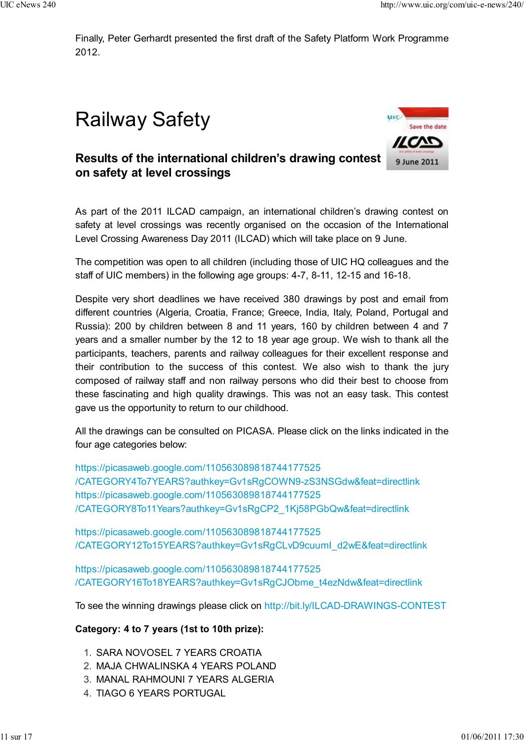Finally, Peter Gerhardt presented the first draft of the Safety Platform Work Programme 2012.

# Railway Safety

### Results of the international children's drawing contest on safety at level crossings

As part of the 2011 ILCAD campaign, an international children's drawing contest on safety at level crossings was recently organised on the occasion of the International Level Crossing Awareness Day 2011 (ILCAD) which will take place on 9 June.

The competition was open to all children (including those of UIC HQ colleagues and the staff of UIC members) in the following age groups: 4-7, 8-11, 12-15 and 16-18.

Despite very short deadlines we have received 380 drawings by post and email from different countries (Algeria, Croatia, France; Greece, India, Italy, Poland, Portugal and Russia): 200 by children between 8 and 11 years, 160 by children between 4 and 7 years and a smaller number by the 12 to 18 year age group. We wish to thank all the participants, teachers, parents and railway colleagues for their excellent response and their contribution to the success of this contest. We also wish to thank the jury composed of railway staff and non railway persons who did their best to choose from these fascinating and high quality drawings. This was not an easy task. This contest gave us the opportunity to return to our childhood.

All the drawings can be consulted on PICASA. Please click on the links indicated in the four age categories below:

https://picasaweb.google.com/110563089818744177525/CATEGORY4To7YEARS?authkey=Gv1sRgCOWN9-zS3NSGdw&feat=directlink
https://picasaweb.google.com/110563089818744177525/CATEGORY8To11Years?authkey=Gv1sRgCP2_1Kj58PGbQw&feat=directlink

https://picasaweb.google.com/110563089818744177525/CATEGORY12To15YEARS?authkey=Gv1sRgCLvD9cuumI_d2wE&feat=directlink

https://picasaweb.google.com/110563089818744177525/CATEGORY16To18YEARS?authkey=Gv1sRgCJObme_t4ezNdw&feat=directlink

To see the winning drawings please click on http://bit.ly/ILCAD-DRAWINGS-CONTEST

**Category: 4 to 7 years (1st to 10th prize):**

1. SARA NOVOSEL 7 YEARS CROATIA
2. MAJA CHWALINSKA 4 YEARS POLAND
3. MANAL RAHMOUNI 7 YEARS ALGERIA
4. TIAGO 6 YEARS PORTUGAL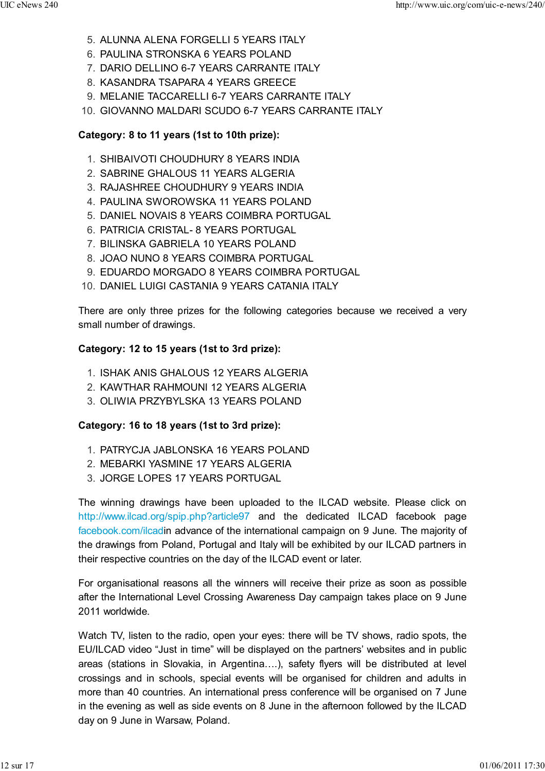5. ALUNNA ALENA FORGELLI 5 YEARS ITALY
6. PAULINA STRONSKA 6 YEARS POLAND
7. DARIO DELLINO 6-7 YEARS CARRANTE ITALY
8. KASANDRA TSAPARA 4 YEARS GREECE
9. MELANIE TACCARELLI 6-7 YEARS CARRANTE ITALY
10. GIOVANNO MALDARI SCUDO 6-7 YEARS CARRANTE ITALY

**Category: 8 to 11 years (1st to 10th prize):**

1. SHIBAIVOTI CHOUDHURY 8 YEARS INDIA
2. SABRINE GHALOUS 11 YEARS ALGERIA
3. RAJASHREE CHOUDHURY 9 YEARS INDIA
4. PAULINA SWOROWSKA 11 YEARS POLAND
5. DANIEL NOVAIS 8 YEARS COIMBRA PORTUGAL
6. PATRICIA CRISTAL- 8 YEARS PORTUGAL
7. BILINSKA GABRIELA 10 YEARS POLAND
8. JOAO NUNO 8 YEARS COIMBRA PORTUGAL
9. EDUARDO MORGADO 8 YEARS COIMBRA PORTUGAL
10. DANIEL LUIGI CASTANIA 9 YEARS CATANIA ITALY

There are only three prizes for the following categories because we received a very small number of drawings.

**Category: 12 to 15 years (1st to 3rd prize):**

1. ISHAK ANIS GHALOUS 12 YEARS ALGERIA
2. KAWTHAR RAHMOUNI 12 YEARS ALGERIA
3. OLIWIA PRZYBYLSKA 13 YEARS POLAND

**Category: 16 to 18 years (1st to 3rd prize):**

1. PATRYCJA JABLONSKA 16 YEARS POLAND
2. MEBARKI YASMINE 17 YEARS ALGERIA
3. JORGE LOPES 17 YEARS PORTUGAL

The winning drawings have been uploaded to the ILCAD website. Please click on http://www.ilcad.org/spip.php?article97 and the dedicated ILCAD facebook page facebook.com/ilcadin advance of the international campaign on 9 June. The majority of the drawings from Poland, Portugal and Italy will be exhibited by our ILCAD partners in their respective countries on the day of the ILCAD event or later.

For organisational reasons all the winners will receive their prize as soon as possible after the International Level Crossing Awareness Day campaign takes place on 9 June 2011 worldwide.

Watch TV, listen to the radio, open your eyes: there will be TV shows, radio spots, the EU/ILCAD video "Just in time" will be displayed on the partners' websites and in public areas (stations in Slovakia, in Argentina….), safety flyers will be distributed at level crossings and in schools, special events will be organised for children and adults in more than 40 countries. An international press conference will be organised on 7 June in the evening as well as side events on 8 June in the afternoon followed by the ILCAD day on 9 June in Warsaw, Poland.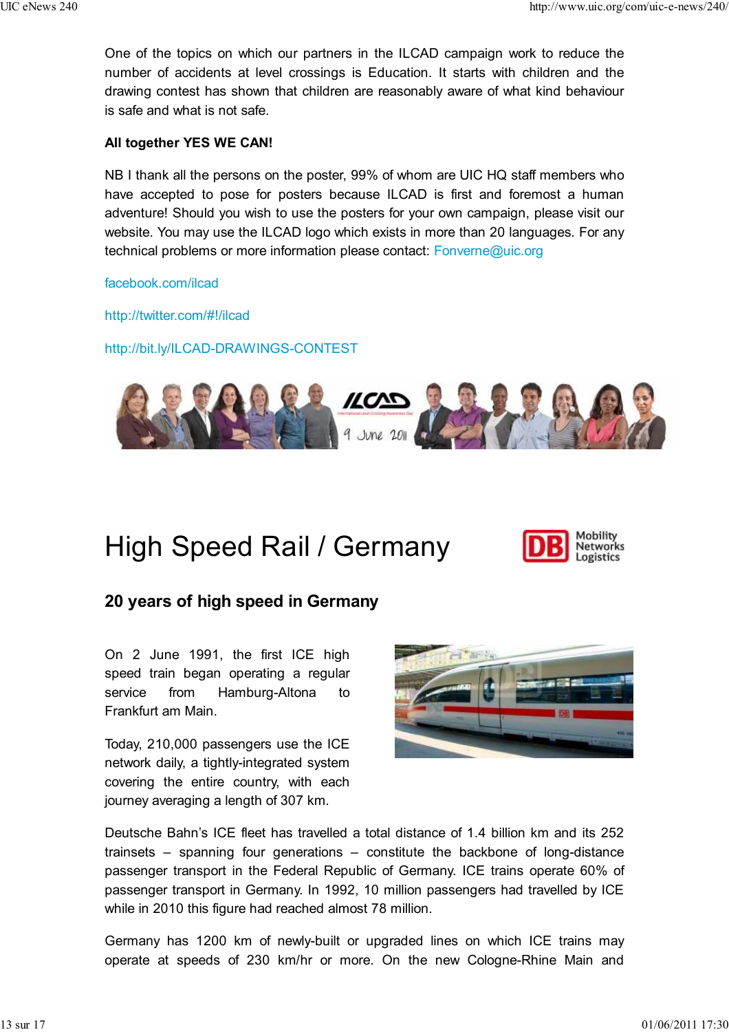One of the topics on which our partners in the ILCAD campaign work to reduce the number of accidents at level crossings is Education. It starts with children and the drawing contest has shown that children are reasonably aware of what kind behaviour is safe and what is not safe.

**All together YES WE CAN!**

NB I thank all the persons on the poster, 99% of whom are UIC HQ staff members who have accepted to pose for posters because ILCAD is first and foremost a human adventure! Should you wish to use the posters for your own campaign, please visit our website. You may use the ILCAD logo which exists in more than 20 languages. For any technical problems or more information please contact: Fonverne@uic.org

facebook.com/ilcad

http://twitter.com/#!/ilcad

http://bit.ly/ILCAD-DRAWINGS-CONTEST

# High Speed Rail / Germany

## 20 years of high speed in Germany

On 2 June 1991, the first ICE high speed train began operating a regular service from Hamburg-Altona to Frankfurt am Main.

Today, 210,000 passengers use the ICE network daily, a tightly-integrated system covering the entire country, with each journey averaging a length of 307 km.

Deutsche Bahn's ICE fleet has travelled a total distance of 1.4 billion km and its 252 trainsets – spanning four generations – constitute the backbone of long-distance passenger transport in the Federal Republic of Germany. ICE trains operate 60% of passenger transport in Germany. In 1992, 10 million passengers had travelled by ICE while in 2010 this figure had reached almost 78 million.

Germany has 1200 km of newly-built or upgraded lines on which ICE trains may operate at speeds of 230 km/hr or more. On the new Cologne-Rhine Main and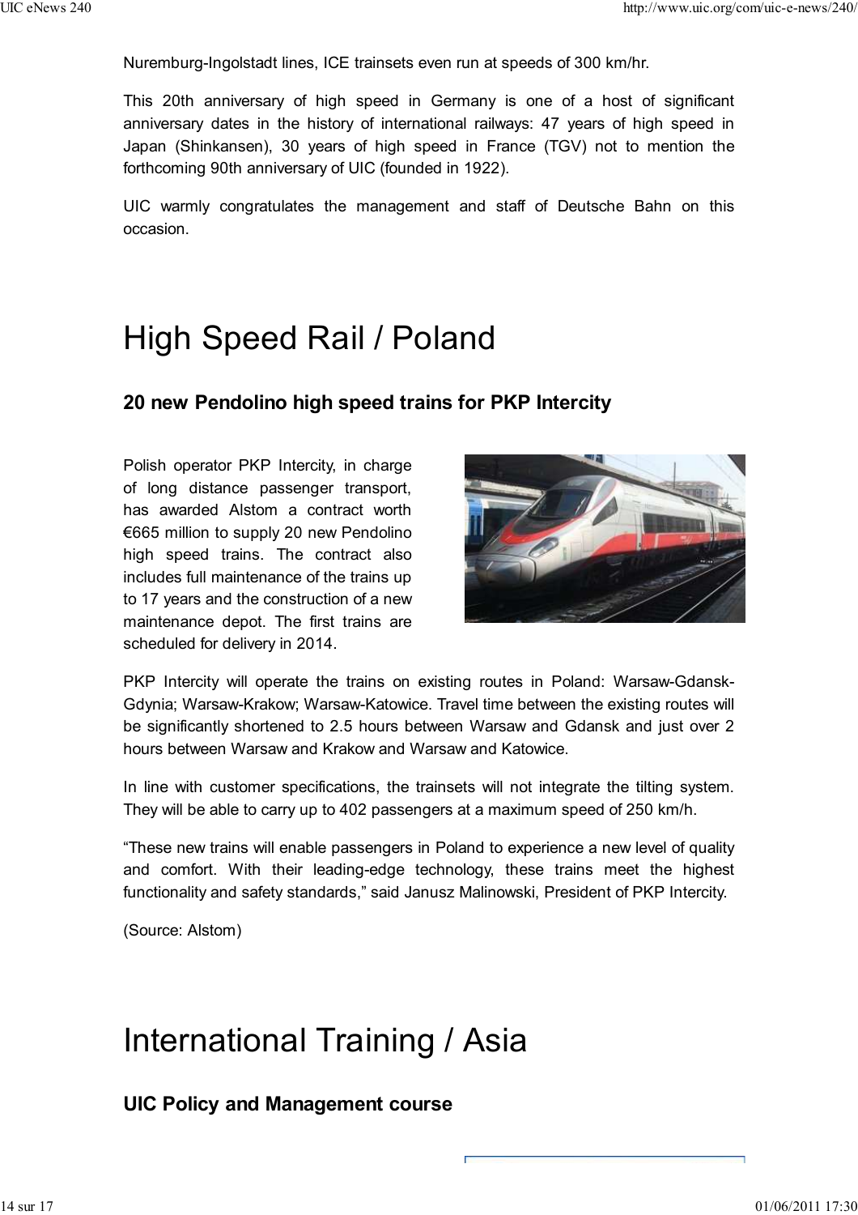Nuremburg-Ingolstadt lines, ICE trainsets even run at speeds of 300 km/hr.

This 20th anniversary of high speed in Germany is one of a host of significant anniversary dates in the history of international railways: 47 years of high speed in Japan (Shinkansen), 30 years of high speed in France (TGV) not to mention the forthcoming 90th anniversary of UIC (founded in 1922).

UIC warmly congratulates the management and staff of Deutsche Bahn on this occasion.

# High Speed Rail / Poland

### 20 new Pendolino high speed trains for PKP Intercity

Polish operator PKP Intercity, in charge of long distance passenger transport, has awarded Alstom a contract worth €665 million to supply 20 new Pendolino high speed trains. The contract also includes full maintenance of the trains up to 17 years and the construction of a new maintenance depot. The first trains are scheduled for delivery in 2014.

PKP Intercity will operate the trains on existing routes in Poland: Warsaw-Gdansk-Gdynia; Warsaw-Krakow; Warsaw-Katowice. Travel time between the existing routes will be significantly shortened to 2.5 hours between Warsaw and Gdansk and just over 2 hours between Warsaw and Krakow and Warsaw and Katowice.

In line with customer specifications, the trainsets will not integrate the tilting system. They will be able to carry up to 402 passengers at a maximum speed of 250 km/h.

“These new trains will enable passengers in Poland to experience a new level of quality and comfort. With their leading-edge technology, these trains meet the highest functionality and safety standards,” said Janusz Malinowski, President of PKP Intercity.

(Source: Alstom)

# International Training / Asia

### UIC Policy and Management course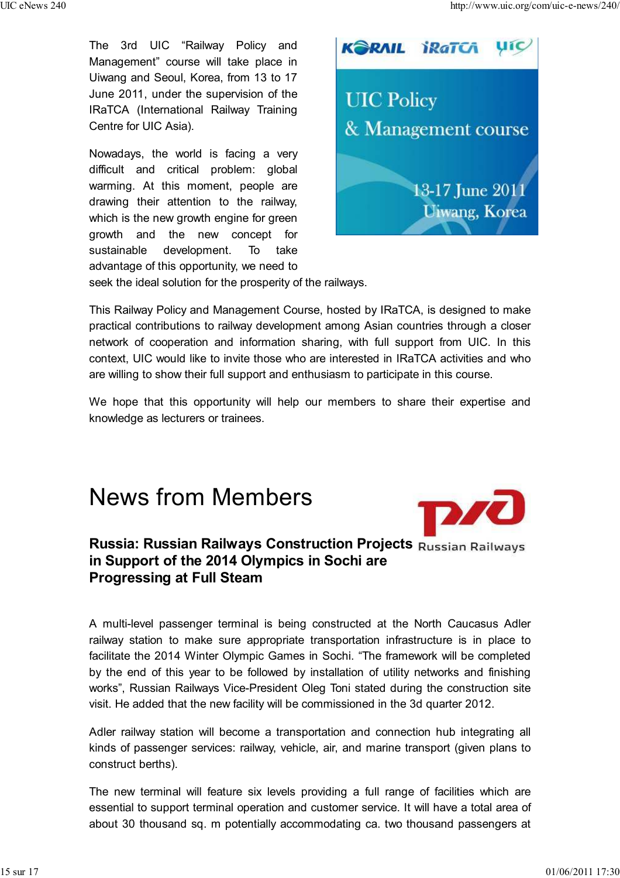The 3rd UIC “Railway Policy and Management” course will take place in Uiwang and Seoul, Korea, from 13 to 17 June 2011, under the supervision of the IRaTCA (International Railway Training Centre for UIC Asia).

Nowadays, the world is facing a very difficult and critical problem: global warming. At this moment, people are drawing their attention to the railway, which is the new growth engine for green growth and the new concept for sustainable development. To take advantage of this opportunity, we need to seek the ideal solution for the prosperity of the railways.

This Railway Policy and Management Course, hosted by IRaTCA, is designed to make practical contributions to railway development among Asian countries through a closer network of cooperation and information sharing, with full support from UIC. In this context, UIC would like to invite those who are interested in IRaTCA activities and who are willing to show their full support and enthusiasm to participate in this course.

We hope that this opportunity will help our members to share their expertise and knowledge as lecturers or trainees.

# News from Members

### Russia: Russian Railways Construction Projects in Support of the 2014 Olympics in Sochi are Progressing at Full Steam

A multi-level passenger terminal is being constructed at the North Caucasus Adler railway station to make sure appropriate transportation infrastructure is in place to facilitate the 2014 Winter Olympic Games in Sochi. “The framework will be completed by the end of this year to be followed by installation of utility networks and finishing works”, Russian Railways Vice-President Oleg Toni stated during the construction site visit. He added that the new facility will be commissioned in the 3d quarter 2012.

Adler railway station will become a transportation and connection hub integrating all kinds of passenger services: railway, vehicle, air, and marine transport (given plans to construct berths).

The new terminal will feature six levels providing a full range of facilities which are essential to support terminal operation and customer service. It will have a total area of about 30 thousand sq. m potentially accommodating ca. two thousand passengers at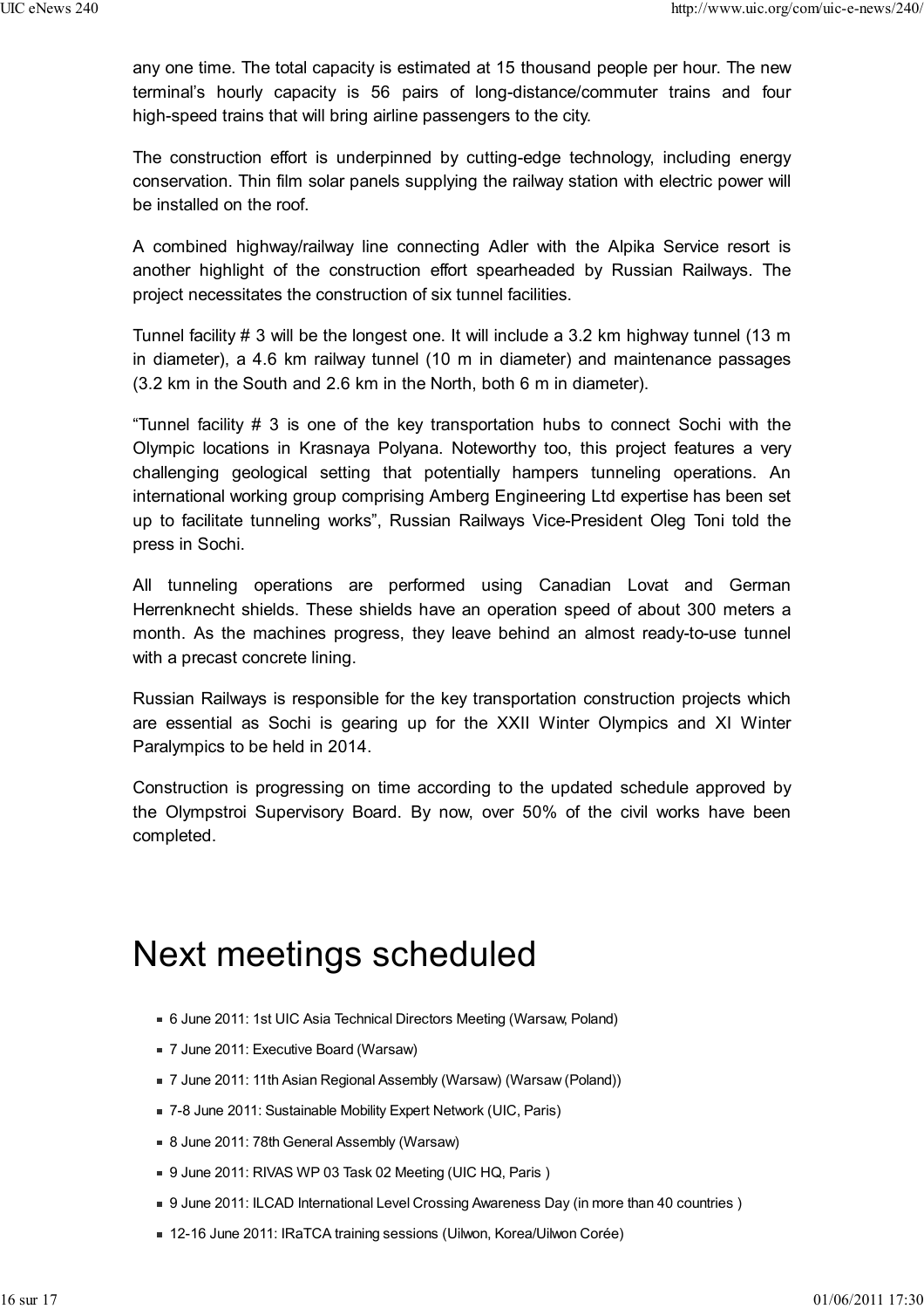any one time. The total capacity is estimated at 15 thousand people per hour. The new terminal's hourly capacity is 56 pairs of long-distance/commuter trains and four high-speed trains that will bring airline passengers to the city.

The construction effort is underpinned by cutting-edge technology, including energy conservation. Thin film solar panels supplying the railway station with electric power will be installed on the roof.

A combined highway/railway line connecting Adler with the Alpika Service resort is another highlight of the construction effort spearheaded by Russian Railways. The project necessitates the construction of six tunnel facilities.

Tunnel facility # 3 will be the longest one. It will include a 3.2 km highway tunnel (13 m in diameter), a 4.6 km railway tunnel (10 m in diameter) and maintenance passages (3.2 km in the South and 2.6 km in the North, both 6 m in diameter).

"Tunnel facility # 3 is one of the key transportation hubs to connect Sochi with the Olympic locations in Krasnaya Polyana. Noteworthy too, this project features a very challenging geological setting that potentially hampers tunneling operations. An international working group comprising Amberg Engineering Ltd expertise has been set up to facilitate tunneling works", Russian Railways Vice-President Oleg Toni told the press in Sochi.

All tunneling operations are performed using Canadian Lovat and German Herrenknecht shields. These shields have an operation speed of about 300 meters a month. As the machines progress, they leave behind an almost ready-to-use tunnel with a precast concrete lining.

Russian Railways is responsible for the key transportation construction projects which are essential as Sochi is gearing up for the XXII Winter Olympics and XI Winter Paralympics to be held in 2014.

Construction is progressing on time according to the updated schedule approved by the Olympstroi Supervisory Board. By now, over 50% of the civil works have been completed.

# Next meetings scheduled

- 6 June 2011: 1st UIC Asia Technical Directors Meeting (Warsaw, Poland)
- 7 June 2011: Executive Board (Warsaw)
- 7 June 2011: 11th Asian Regional Assembly (Warsaw) (Warsaw (Poland))
- 7-8 June 2011: Sustainable Mobility Expert Network (UIC, Paris)
- 8 June 2011: 78th General Assembly (Warsaw)
- 9 June 2011: RIVAS WP 03 Task 02 Meeting (UIC HQ, Paris )
- 9 June 2011: ILCAD International Level Crossing Awareness Day (in more than 40 countries )
- 12-16 June 2011: IRaTCA training sessions (Uilwon, Korea/Uilwon Corée)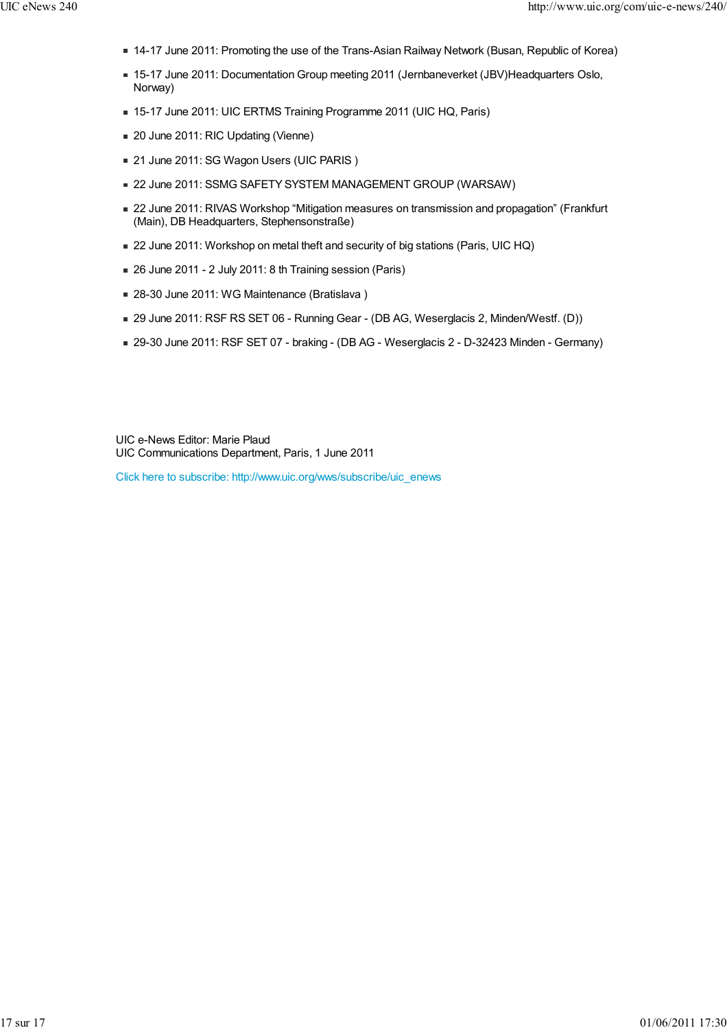- 14-17 June 2011: Promoting the use of the Trans-Asian Railway Network (Busan, Republic of Korea)
- 15-17 June 2011: Documentation Group meeting 2011 (Jernbaneverket (JBV)Headquarters Oslo, Norway)
- 15-17 June 2011: UIC ERTMS Training Programme 2011 (UIC HQ, Paris)
- 20 June 2011: RIC Updating (Vienne)
- 21 June 2011: SG Wagon Users (UIC PARIS )
- 22 June 2011: SSMG SAFETY SYSTEM MANAGEMENT GROUP (WARSAW)
- 22 June 2011: RIVAS Workshop “Mitigation measures on transmission and propagation” (Frankfurt (Main), DB Headquarters, Stephensonstraße)
- 22 June 2011: Workshop on metal theft and security of big stations (Paris, UIC HQ)
- 26 June 2011 - 2 July 2011: 8 th Training session (Paris)
- 28-30 June 2011: WG Maintenance (Bratislava )
- 29 June 2011: RSF RS SET 06 - Running Gear - (DB AG, Weserglacis 2, Minden/Westf. (D))
- 29-30 June 2011: RSF SET 07 - braking - (DB AG - Weserglacis 2 - D-32423 Minden - Germany)

UIC e-News Editor: Marie Plaud
UIC Communications Department, Paris, 1 June 2011

Click here to subscribe: http://www.uic.org/wws/subscribe/uic_enews